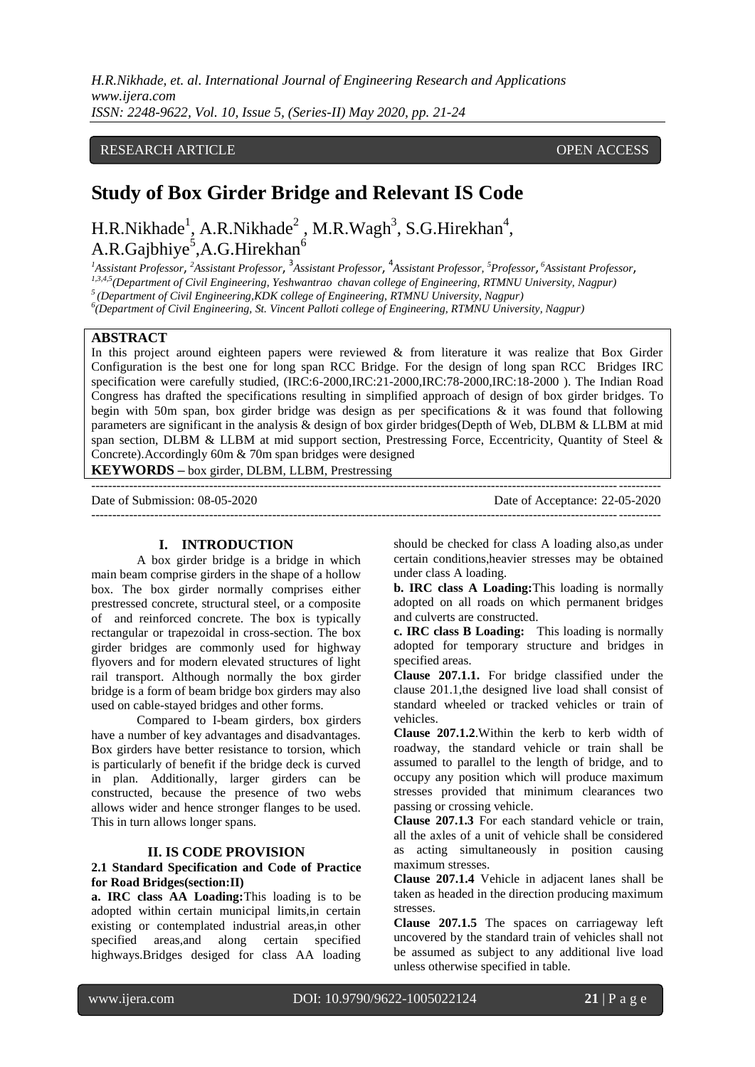RESEARCH ARTICLE OPEN ACCESS

# Study of Box Girder Bridge and Relevant IS Code

H.R.Nikhade[1], A.R.Nikhade[2], M.R.Wagh[3], S.G.Hirekhan[4], A.R.Gajbhiye[5], A.G.Hirekhan[6]

[1]Assistant Professor, [2]Assistant Professor, [3]Assistant Professor, [4]Assistant Professor, [5]Professor, [6]Assistant Professor,

[1,3,4,5](Department of Civil Engineering, Yeshwantrao chavan college of Engineering, RTMNU University, Nagpur)

[5](Department of Civil Engineering,KDK college of Engineering, RTMNU University, Nagpur)

[6](Department of Civil Engineering, St. Vincent Palloti college of Engineering, RTMNU University, Nagpur)

## ABSTRACT

In this project around eighteen papers were reviewed & from literature it was realize that Box Girder Configuration is the best one for long span RCC Bridge. For the design of long span RCC Bridges IRC specification were carefully studied, (IRC:6-2000,IRC:21-2000,IRC:78-2000,IRC:18-2000 ). The Indian Road Congress has drafted the specifications resulting in simplified approach of design of box girder bridges. To begin with 50m span, box girder bridge was design as per specifications & it was found that following parameters are significant in the analysis & design of box girder bridges(Depth of Web, DLBM & LLBM at mid span section, DLBM & LLBM at mid support section, Prestressing Force, Eccentricity, Quantity of Steel & Concrete).Accordingly 60m & 70m span bridges were designed

**KEYWORDS –** box girder, DLBM, LLBM, Prestressing

Date of Submission: 08-05-2020 Date of Acceptance: 22-05-2020

## I. INTRODUCTION

A box girder bridge is a bridge in which main beam comprise girders in the shape of a hollow box. The box girder normally comprises either prestressed concrete, structural steel, or a composite of and reinforced concrete. The box is typically rectangular or trapezoidal in cross-section. The box girder bridges are commonly used for highway flyovers and for modern elevated structures of light rail transport. Although normally the box girder bridge is a form of beam bridge box girders may also used on cable-stayed bridges and other forms.

Compared to I-beam girders, box girders have a number of key advantages and disadvantages. Box girders have better resistance to torsion, which is particularly of benefit if the bridge deck is curved in plan. Additionally, larger girders can be constructed, because the presence of two webs allows wider and hence stronger flanges to be used. This in turn allows longer spans.

## II. IS CODE PROVISION

### 2.1 Standard Specification and Code of Practice for Road Bridges(section:II)

**a. IRC class AA Loading:**This loading is to be adopted within certain municipal limits,in certain existing or contemplated industrial areas,in other specified areas,and along certain specified highways.Bridges desiged for class AA loading should be checked for class A loading also,as under certain conditions,heavier stresses may be obtained under class A loading.

**b. IRC class A Loading:**This loading is normally adopted on all roads on which permanent bridges and culverts are constructed.

**c. IRC class B Loading:** This loading is normally adopted for temporary structure and bridges in specified areas.

**Clause 207.1.1.** For bridge classified under the clause 201.1,the designed live load shall consist of standard wheeled or tracked vehicles or train of vehicles.

**Clause 207.1.2**.Within the kerb to kerb width of roadway, the standard vehicle or train shall be assumed to parallel to the length of bridge, and to occupy any position which will produce maximum stresses provided that minimum clearances two passing or crossing vehicle.

**Clause 207.1.3** For each standard vehicle or train, all the axles of a unit of vehicle shall be considered as acting simultaneously in position causing maximum stresses.

**Clause 207.1.4** Vehicle in adjacent lanes shall be taken as headed in the direction producing maximum stresses.

**Clause 207.1.5** The spaces on carriageway left uncovered by the standard train of vehicles shall not be assumed as subject to any additional live load unless otherwise specified in table.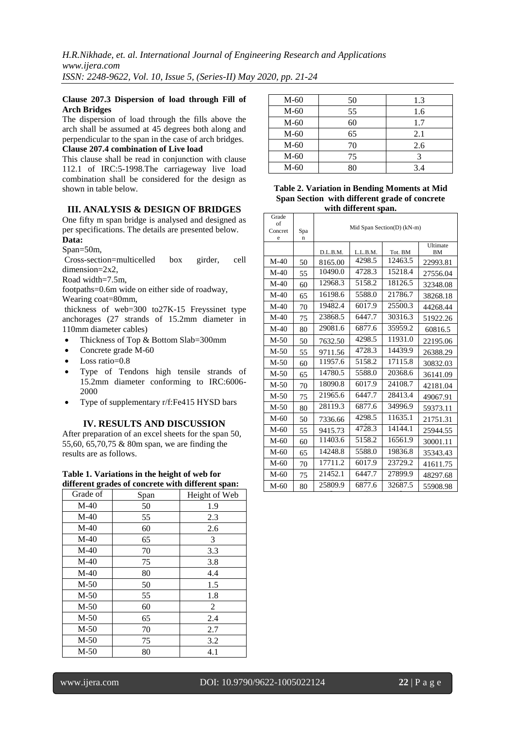**Clause 207.3 Dispersion of load through Fill of Arch Bridges**

The dispersion of load through the fills above the arch shall be assumed at 45 degrees both along and perpendicular to the span in the case of arch bridges.

**Clause 207.4 combination of Live load**

This clause shall be read in conjunction with clause 112.1 of IRC:5-1998.The carriageway live load combination shall be considered for the design as shown in table below.

## III. ANALYSIS & DESIGN OF BRIDGES

One fifty m span bridge is analysed and designed as per specifications. The details are presented below.

**Data:**

Span=50m,

Cross-section=multicelled box girder, cell dimension=2x2,

Road width=7.5m,

footpaths=0.6m wide on either side of roadway,

Wearing coat=80mm,

thickness of web=300 to27K-15 Freyssinet type anchorages (27 strands of 15.2mm diameter in 110mm diameter cables)

- Thickness of Top & Bottom Slab=300mm
- Concrete grade M-60
- Loss ratio=0.8
- Type of Tendons high tensile strands of 15.2mm diameter conforming to IRC:6006-2000
- Type of supplementary r/f:Fe415 HYSD bars

## IV. RESULTS AND DISCUSSION

After preparation of an excel sheets for the span 50, 55,60, 65,70,75 & 80m span, we are finding the results are as follows.

**Table 1. Variations in the height of web for different grades of concrete with different span:**

| Grade of | Span | Height of Web |
|---|---|---|
| M-40 | 50 | 1.9 |
| M-40 | 55 | 2.3 |
| M-40 | 60 | 2.6 |
| M-40 | 65 | 3 |
| M-40 | 70 | 3.3 |
| M-40 | 75 | 3.8 |
| M-40 | 80 | 4.4 |
| M-50 | 50 | 1.5 |
| M-50 | 55 | 1.8 |
| M-50 | 60 | 2 |
| M-50 | 65 | 2.4 |
| M-50 | 70 | 2.7 |
| M-50 | 75 | 3.2 |
| M-50 | 80 | 4.1 |
| M-60 | 50 | 1.3 |
| M-60 | 55 | 1.6 |
| M-60 | 60 | 1.7 |
| M-60 | 65 | 2.1 |
| M-60 | 70 | 2.6 |
| M-60 | 75 | 3 |
| M-60 | 80 | 3.4 |

**Table 2. Variation in Bending Moments at Mid Span Section with different grade of concrete with different span.**

| Grade of Concrete | Span | Mid Span Section(D) (kN-m) | | | |
|---|---|---|---|---|---|
| | | D.L.B.M. | L.L.B.M. | Tot. BM | Ultimate BM |
| M-40 | 50 | 8165.00 | 4298.5 | 12463.5 | 22993.81 |
| M-40 | 55 | 10490.0 | 4728.3 | 15218.4 | 27556.04 |
| M-40 | 60 | 12968.3 | 5158.2 | 18126.5 | 32348.08 |
| M-40 | 65 | 16198.6 | 5588.0 | 21786.7 | 38268.18 |
| M-40 | 70 | 19482.4 | 6017.9 | 25500.3 | 44268.44 |
| M-40 | 75 | 23868.5 | 6447.7 | 30316.3 | 51922.26 |
| M-40 | 80 | 29081.6 | 6877.6 | 35959.2 | 60816.5 |
| M-50 | 50 | 7632.50 | 4298.5 | 11931.0 | 22195.06 |
| M-50 | 55 | 9711.56 | 4728.3 | 14439.9 | 26388.29 |
| M-50 | 60 | 11957.6 | 5158.2 | 17115.8 | 30832.03 |
| M-50 | 65 | 14780.5 | 5588.0 | 20368.6 | 36141.09 |
| M-50 | 70 | 18090.8 | 6017.9 | 24108.7 | 42181.04 |
| M-50 | 75 | 21965.6 | 6447.7 | 28413.4 | 49067.91 |
| M-50 | 80 | 28119.3 | 6877.6 | 34996.9 | 59373.11 |
| M-60 | 50 | 7336.66 | 4298.5 | 11635.1 | 21751.31 |
| M-60 | 55 | 9415.73 | 4728.3 | 14144.1 | 25944.55 |
| M-60 | 60 | 11403.6 | 5158.2 | 16561.9 | 30001.11 |
| M-60 | 65 | 14248.8 | 5588.0 | 19836.8 | 35343.43 |
| M-60 | 70 | 17711.2 | 6017.9 | 23729.2 | 41611.75 |
| M-60 | 75 | 21452.1 | 6447.7 | 27899.9 | 48297.68 |
| M-60 | 80 | 25809.9 | 6877.6 | 32687.5 | 55908.98 |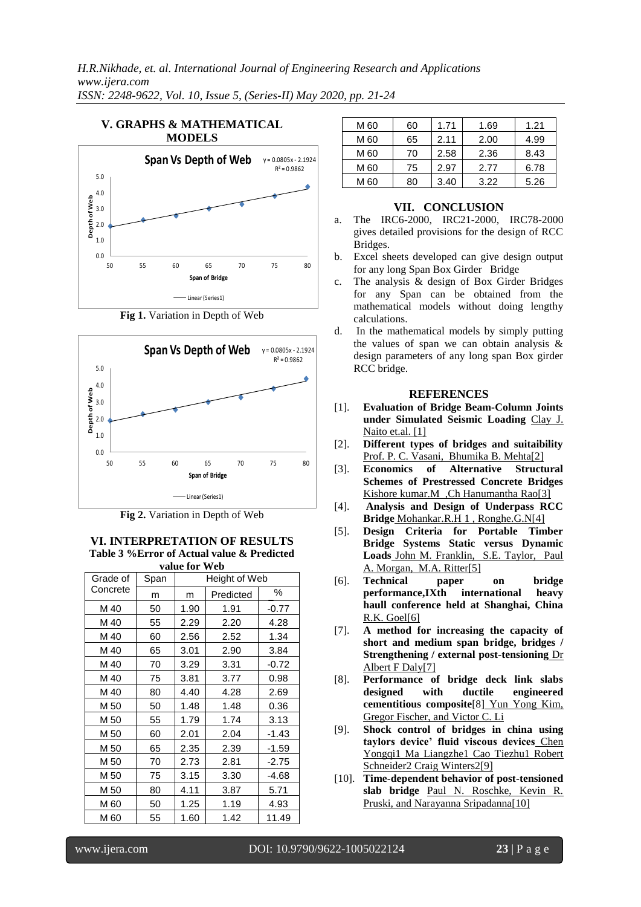## V. GRAPHS & MATHEMATICAL MODELS

**Fig 1.** Variation in Depth of Web

**Fig 2.** Variation in Depth of Web

## VI. INTERPRETATION OF RESULTS

**Table 3 %Error of Actual value & Predicted value for Web**

| Grade of Concrete | Span | Height of Web | | |
|---|---|---|---|---|
| | m | m | Predicted | % |
| M 40 | 50 | 1.90 | 1.91 | -0.77 |
| M 40 | 55 | 2.29 | 2.20 | 4.28 |
| M 40 | 60 | 2.56 | 2.52 | 1.34 |
| M 40 | 65 | 3.01 | 2.90 | 3.84 |
| M 40 | 70 | 3.29 | 3.31 | -0.72 |
| M 40 | 75 | 3.81 | 3.77 | 0.98 |
| M 40 | 80 | 4.40 | 4.28 | 2.69 |
| M 50 | 50 | 1.48 | 1.48 | 0.36 |
| M 50 | 55 | 1.79 | 1.74 | 3.13 |
| M 50 | 60 | 2.01 | 2.04 | -1.43 |
| M 50 | 65 | 2.35 | 2.39 | -1.59 |
| M 50 | 70 | 2.73 | 2.81 | -2.75 |
| M 50 | 75 | 3.15 | 3.30 | -4.68 |
| M 50 | 80 | 4.11 | 3.87 | 5.71 |
| M 60 | 50 | 1.25 | 1.19 | 4.93 |
| M 60 | 55 | 1.60 | 1.42 | 11.49 |
| M 60 | 60 | 1.71 | 1.69 | 1.21 |
| M 60 | 65 | 2.11 | 2.00 | 4.99 |
| M 60 | 70 | 2.58 | 2.36 | 8.43 |
| M 60 | 75 | 2.97 | 2.77 | 6.78 |
| M 60 | 80 | 3.40 | 3.22 | 5.26 |

## VII. CONCLUSION

a. The IRC6-2000, IRC21-2000, IRC78-2000 gives detailed provisions for the design of RCC Bridges.

b. Excel sheets developed can give design output for any long Span Box Girder Bridge

c. The analysis & design of Box Girder Bridges for any Span can be obtained from the mathematical models without doing lengthy calculations.

d. In the mathematical models by simply putting the values of span we can obtain analysis & design parameters of any long span Box girder RCC bridge.

## REFERENCES

[1]. **Evaluation of Bridge Beam-Column Joints under Simulated Seismic Loading** Clay J. Naito et.al. [1]

[2]. **Different types of bridges and suitaibility** Prof. P. C. Vasani, Bhumika B. Mehta[2]

[3]. **Economics of Alternative Structural Schemes of Prestressed Concrete Bridges** Kishore kumar.M ,Ch Hanumantha Rao[3]

[4]. **Analysis and Design of Underpass RCC Bridge** Mohankar.R.H 1 , Ronghe.G.N[4]

[5]. **Design Criteria for Portable Timber Bridge Systems Static versus Dynamic Loads** John M. Franklin, S.E. Taylor, Paul A. Morgan, M.A. Ritter[5]

[6]. **Technical paper on bridge performance,IXth international heavy haull conference held at Shanghai, China** R.K. Goel[6]

[7]. **A method for increasing the capacity of short and medium span bridge, bridges / Strengthening / external post-tensioning** Dr Albert F Daly[7]

[8]. **Performance of bridge deck link slabs designed with ductile engineered cementitious composite**[8] Yun Yong Kim, Gregor Fischer, and Victor C. Li

[9]. **Shock control of bridges in china using taylors device' fluid viscous devices** Chen Yongqi1 Ma Liangzhe1 Cao Tiezhu1 Robert Schneider2 Craig Winters2[9]

[10]. **Time-dependent behavior of post-tensioned slab bridge** Paul N. Roschke, Kevin R. Pruski, and Narayanna Sripadanna[10]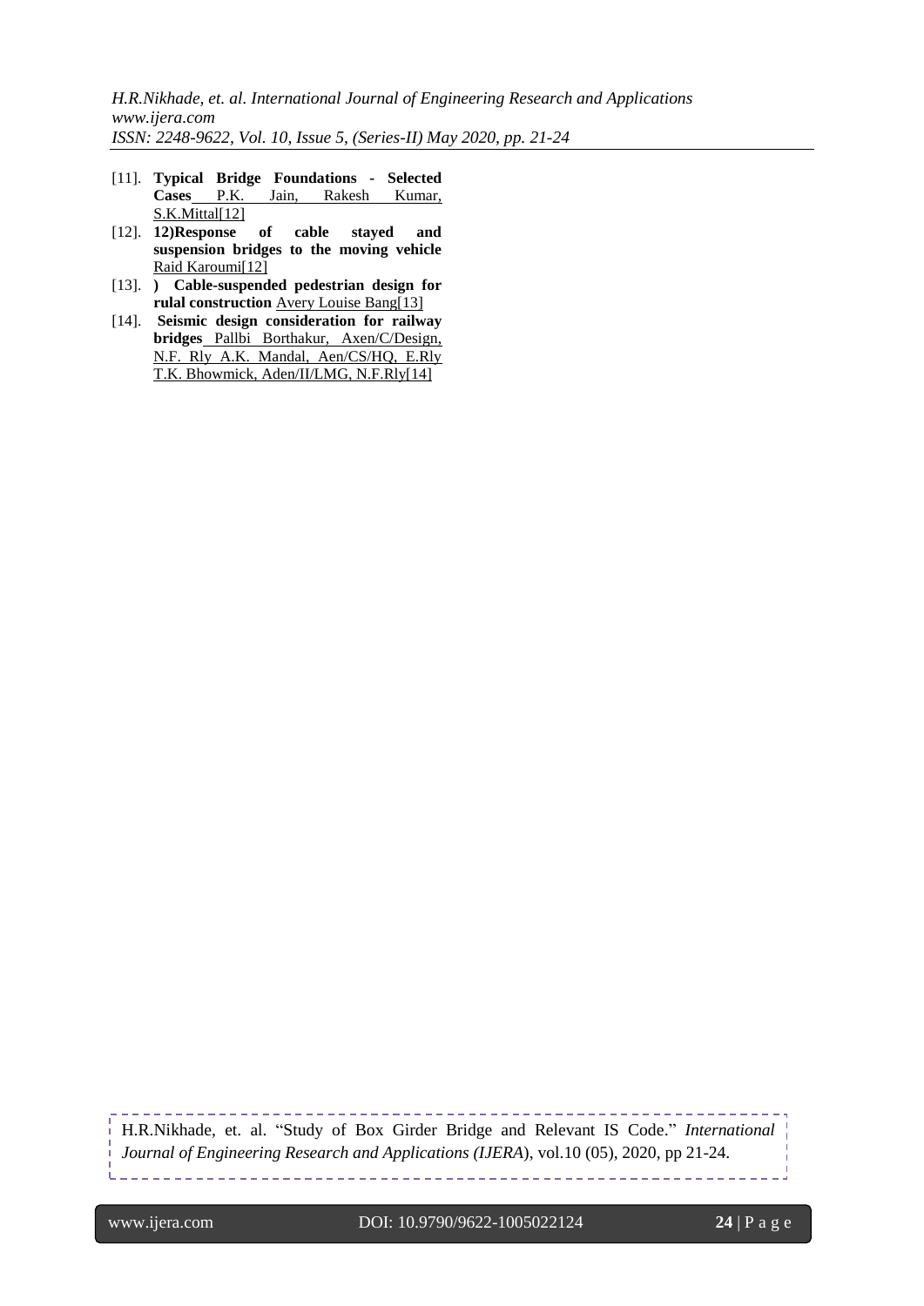[11]. **Typical Bridge Foundations - Selected Cases** P.K. Jain, Rakesh Kumar, S.K.Mittal[12]

[12]. **12)Response of cable stayed and suspension bridges to the moving vehicle** Raid Karoumi[12]

[13]. **) Cable-suspended pedestrian design for rulal construction** Avery Louise Bang[13]

[14]. **Seismic design consideration for railway bridges** Pallbi Borthakur, Axen/C/Design, N.F. Rly A.K. Mandal, Aen/CS/HQ, E.Rly T.K. Bhowmick, Aden/II/LMG, N.F.Rly[14]

H.R.Nikhade, et. al. "Study of Box Girder Bridge and Relevant IS Code." *International Journal of Engineering Research and Applications (IJERA*), vol.10 (05), 2020, pp 21-24.